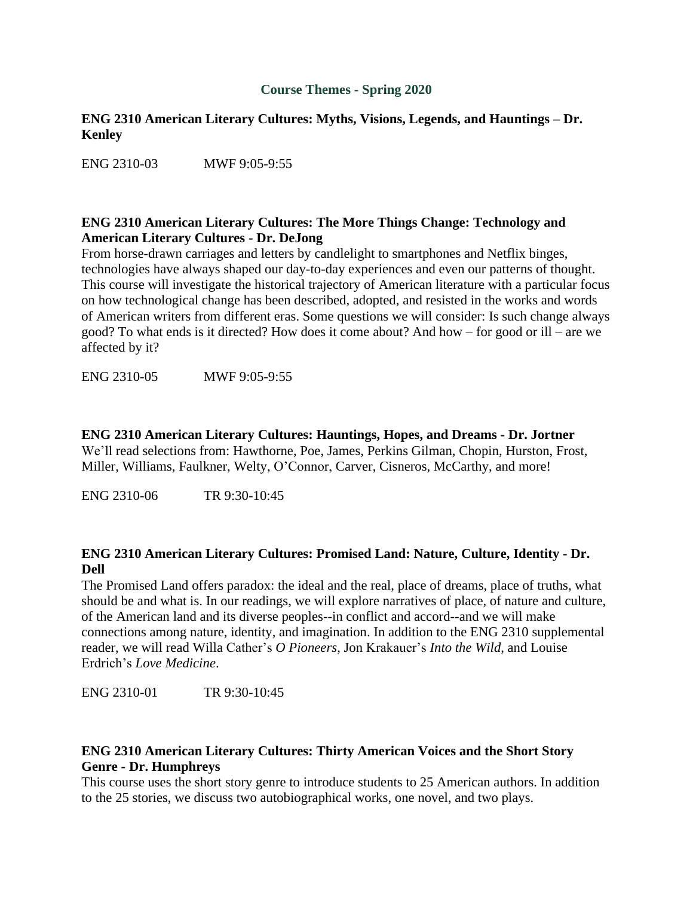# Course Themes - Spring 2020

**ENG 2310 American Literary Cultures: Myths, Visions, Legends, and Hauntings – Dr. Kenley**

ENG 2310-03 MWF 9:05-9:55

**ENG 2310 American Literary Cultures: The More Things Change: Technology and American Literary Cultures - Dr. DeJong**

From horse-drawn carriages and letters by candlelight to smartphones and Netflix binges, technologies have always shaped our day-to-day experiences and even our patterns of thought. This course will investigate the historical trajectory of American literature with a particular focus on how technological change has been described, adopted, and resisted in the works and words of American writers from different eras. Some questions we will consider: Is such change always good? To what ends is it directed? How does it come about? And how – for good or ill – are we affected by it?

ENG 2310-05 MWF 9:05-9:55

**ENG 2310 American Literary Cultures: Hauntings, Hopes, and Dreams - Dr. Jortner**

We'll read selections from: Hawthorne, Poe, James, Perkins Gilman, Chopin, Hurston, Frost, Miller, Williams, Faulkner, Welty, O'Connor, Carver, Cisneros, McCarthy, and more!

ENG 2310-06 TR 9:30-10:45

**ENG 2310 American Literary Cultures: Promised Land: Nature, Culture, Identity - Dr. Dell**

The Promised Land offers paradox: the ideal and the real, place of dreams, place of truths, what should be and what is. In our readings, we will explore narratives of place, of nature and culture, of the American land and its diverse peoples--in conflict and accord--and we will make connections among nature, identity, and imagination. In addition to the ENG 2310 supplemental reader, we will read Willa Cather's *O Pioneers*, Jon Krakauer's *Into the Wild*, and Louise Erdrich's *Love Medicine*.

ENG 2310-01 TR 9:30-10:45

**ENG 2310 American Literary Cultures: Thirty American Voices and the Short Story Genre - Dr. Humphreys**

This course uses the short story genre to introduce students to 25 American authors. In addition to the 25 stories, we discuss two autobiographical works, one novel, and two plays.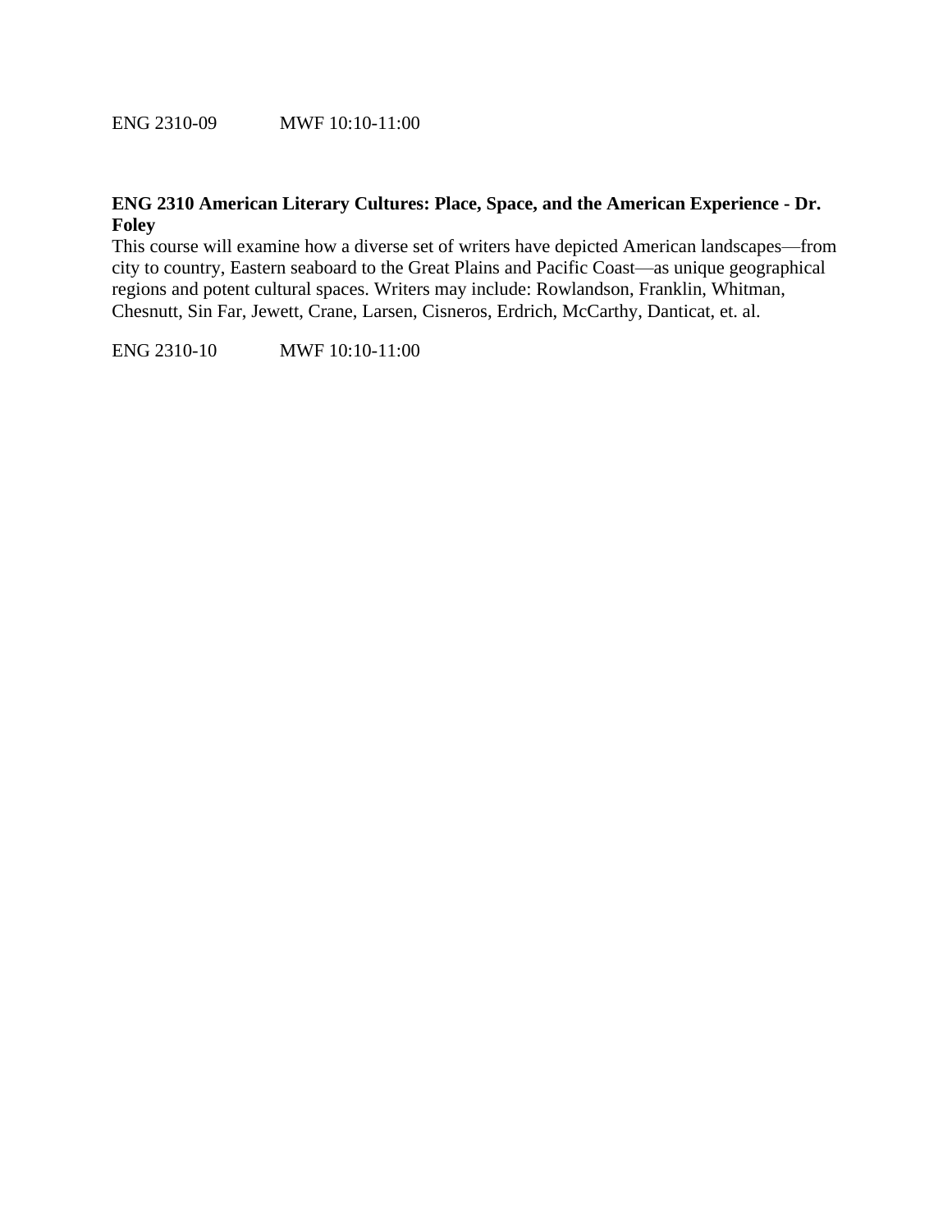ENG 2310-09 MWF 10:10-11:00

**ENG 2310 American Literary Cultures: Place, Space, and the American Experience - Dr. Foley**

This course will examine how a diverse set of writers have depicted American landscapes—from city to country, Eastern seaboard to the Great Plains and Pacific Coast—as unique geographical regions and potent cultural spaces. Writers may include: Rowlandson, Franklin, Whitman, Chesnutt, Sin Far, Jewett, Crane, Larsen, Cisneros, Erdrich, McCarthy, Danticat, et. al.

ENG 2310-10 MWF 10:10-11:00